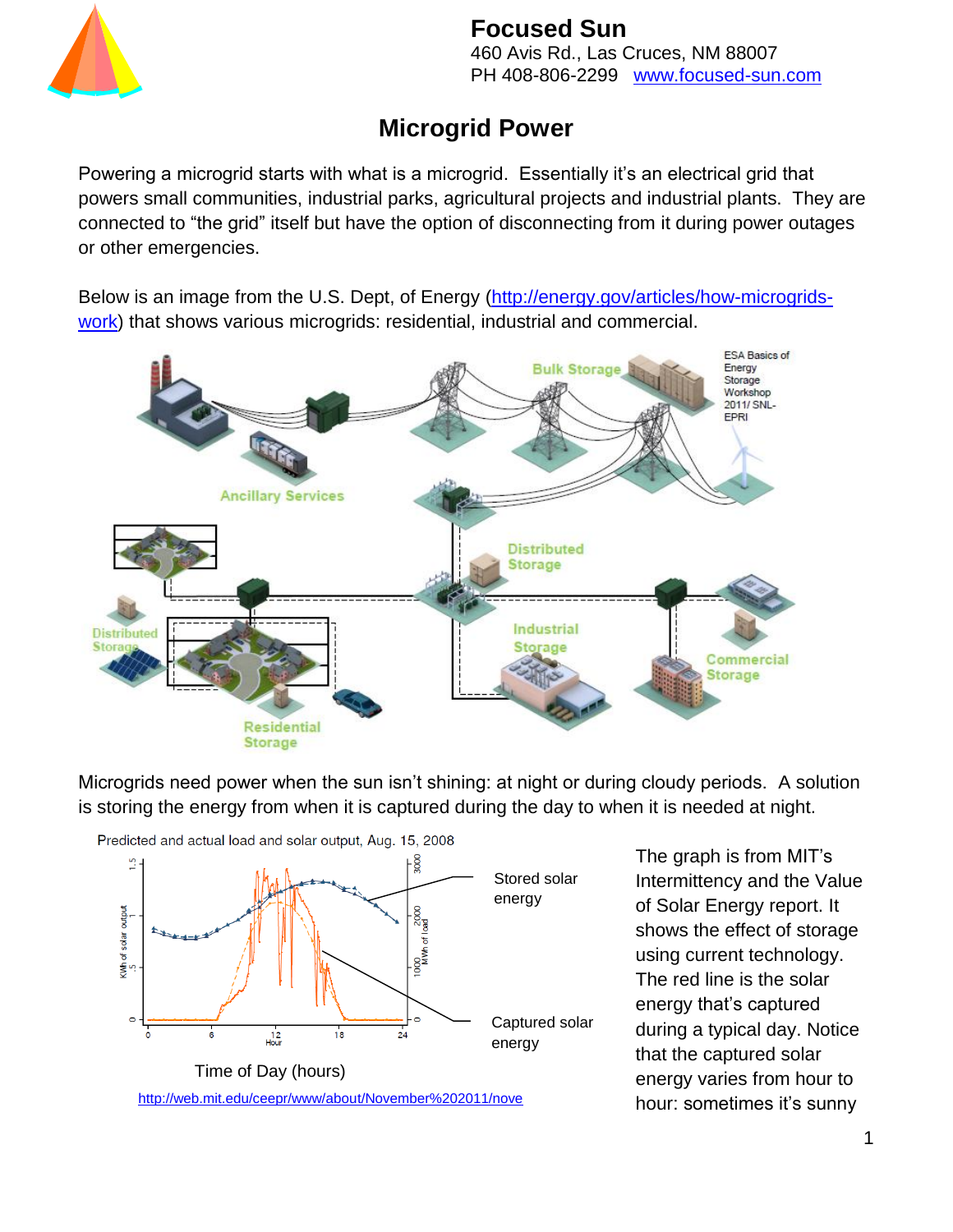**Focused Sun**
460 Avis Rd., Las Cruces, NM 88007
PH 408-806-2299 [www.focused-sun.com](http://www.focused-sun.com)

# Microgrid Power

Powering a microgrid starts with what is a microgrid. Essentially it's an electrical grid that powers small communities, industrial parks, agricultural projects and industrial plants. They are connected to "the grid" itself but have the option of disconnecting from it during power outages or other emergencies.

Below is an image from the U.S. Dept, of Energy ([http://energy.gov/articles/how-microgrids-work](http://energy.gov/articles/how-microgrids-work)) that shows various microgrids: residential, industrial and commercial.

Micrograms need power when the sun isn't shining: at night or during cloudy periods. A solution is storing the energy from when it is captured during the day to when it is needed at night.

[http://web.mit.edu/ceepr/www/about/November%202011/nove](http://web.mit.edu/ceepr/www/about/November%202011/nove)

The graph is from MIT's Intermittency and the Value of Solar Energy report. It shows the effect of storage using current technology. The red line is the solar energy that's captured during a typical day. Notice that the captured solar energy varies from hour to hour: sometimes it's sunny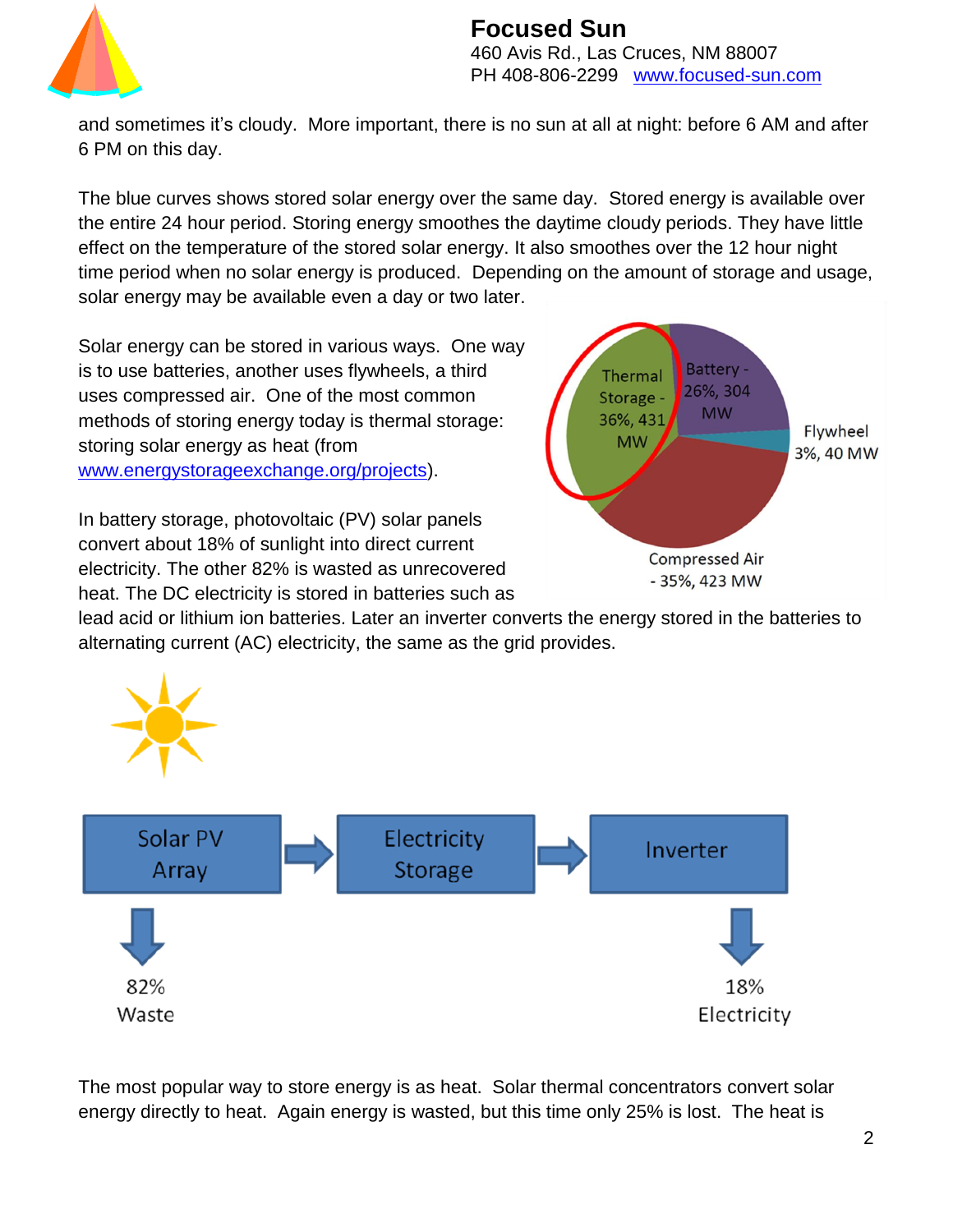and sometimes it's cloudy. More important, there is no sun at all at night: before 6 AM and after 6 PM on this day.

The blue curves shows stored solar energy over the same day. Stored energy is available over the entire 24 hour period. Storing energy smoothes the daytime cloudy periods. They have little effect on the temperature of the stored solar energy. It also smoothes over the 12 hour night time period when no solar energy is produced. Depending on the amount of storage and usage, solar energy may be available even a day or two later.

Solar energy can be stored in various ways. One way is to use batteries, another uses flywheels, a third uses compressed air. One of the most common methods of storing energy today is thermal storage: storing solar energy as heat (from [www.energystorageexchange.org/projects](http://www.energystorageexchange.org/projects)).

Thermal Storage - 36%, 431 MW

Battery - 26%, 304 MW

Flywheel 3%, 40 MW

Compressed Air - 35%, 423 MW

In battery storage, photovoltaic (PV) solar panels convert about 18% of sunlight into direct current electricity. The other 82% is wasted as unrecovered heat. The DC electricity is stored in batteries such as lead acid or lithium ion batteries. Later an inverter converts the energy stored in the batteries to alternating current (AC) electricity, the same as the grid provides.

Solar PV Array → Electricity Storage → Inverter

82% Waste

18% Electricity

The most popular way to store energy is as heat. Solar thermal concentrators convert solar energy directly to heat. Again energy is wasted, but this time only 25% is lost. The heat is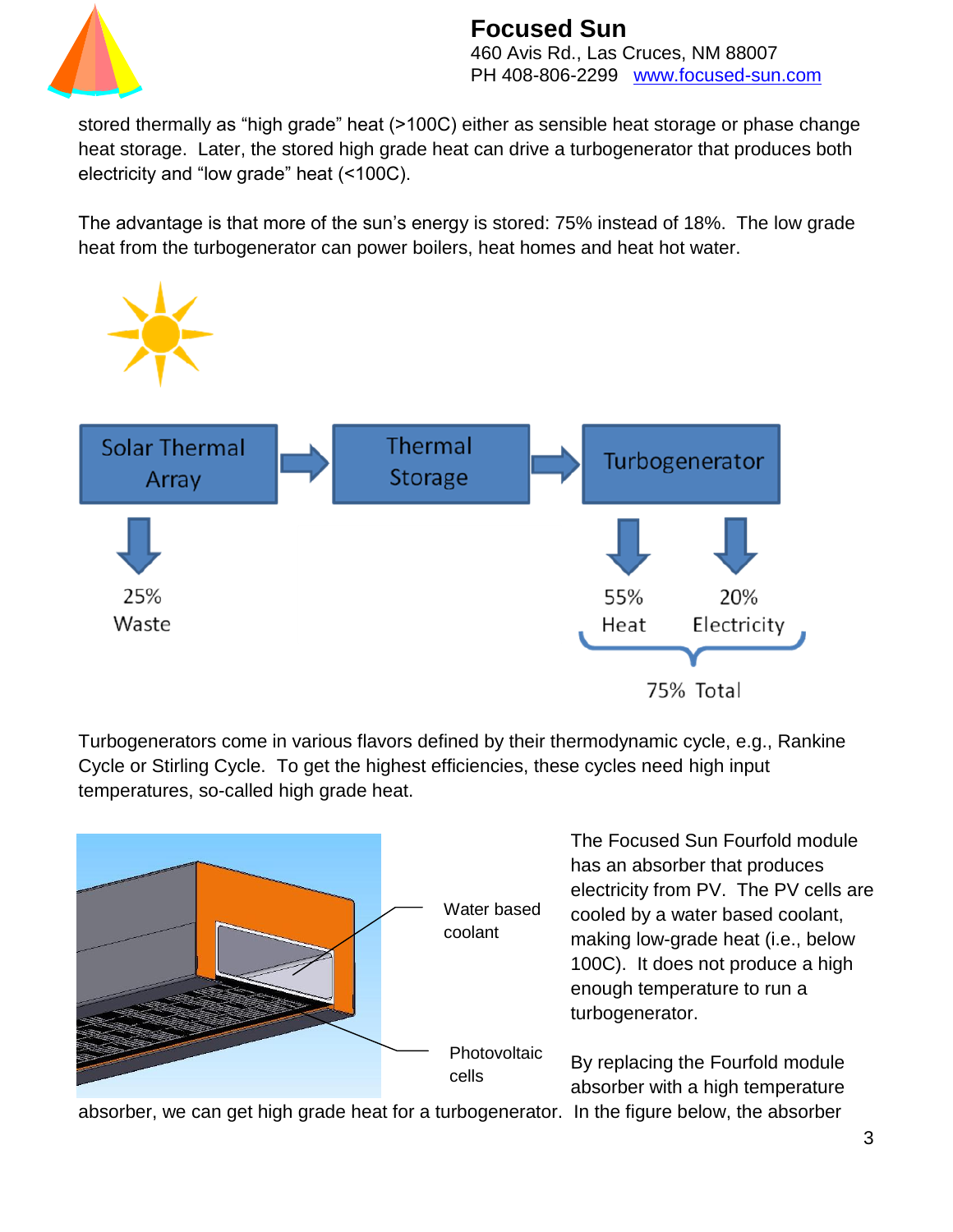stored thermally as "high grade" heat (>100C) either as sensible heat storage or phase change heat storage. Later, the stored high grade heat can drive a turbogenerator that produces both electricity and "low grade" heat (<100C).

The advantage is that more of the sun's energy is stored: 75% instead of 18%. The low grade heat from the turbogenerator can power boilers, heat homes and heat hot water.

Solar Thermal Array → Thermal Storage → Turbogenerator

25% Waste

55% Heat, 20% Electricity — 75% Total

Turbogenerators come in various flavors defined by their thermodynamic cycle, e.g., Rankine Cycle or Stirling Cycle. To get the highest efficiencies, these cycles need high input temperatures, so-called high grade heat.

Water based coolant

Photovoltaic cells

The Focused Sun Fourfold module has an absorber that produces electricity from PV. The PV cells are cooled by a water based coolant, making low-grade heat (i.e., below 100C). It does not produce a high enough temperature to run a turbogenerator.

By replacing the Fourfold module absorber with a high temperature absorber, we can get high grade heat for a turbogenerator. In the figure below, the absorber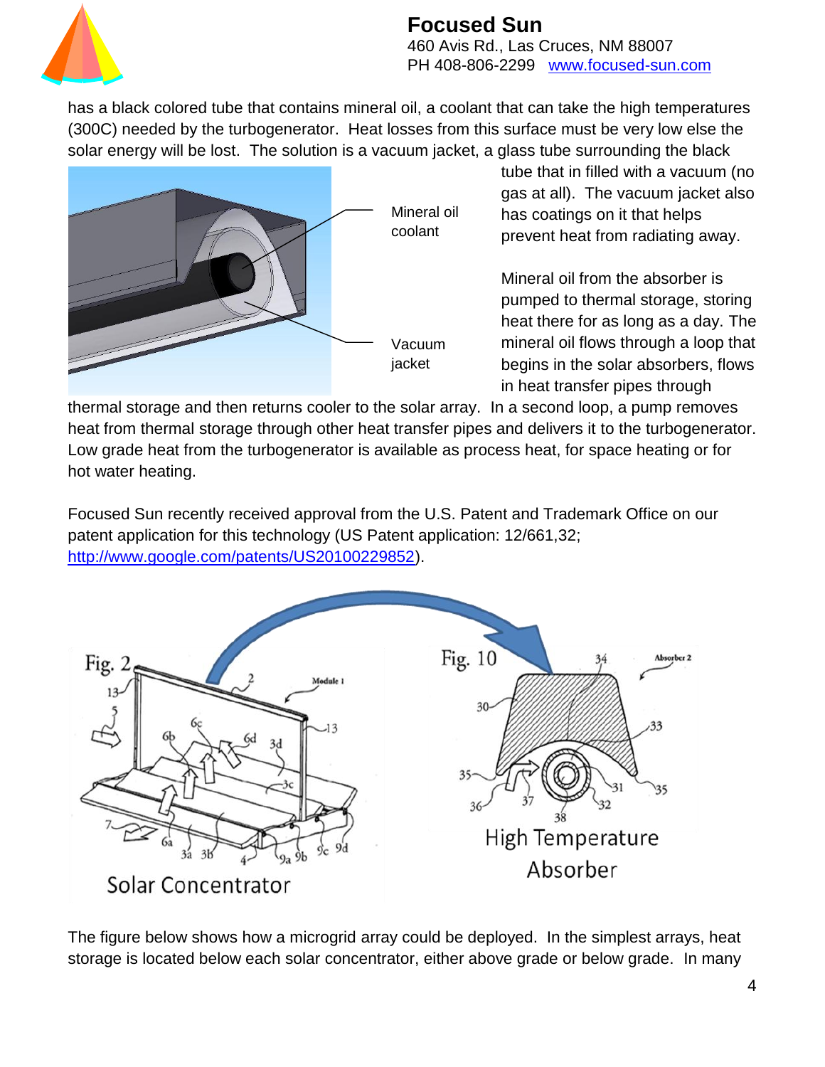has a black colored tube that contains mineral oil, a coolant that can take the high temperatures (300C) needed by the turbogenerator. Heat losses from this surface must be very low else the solar energy will be lost. The solution is a vacuum jacket, a glass tube surrounding the black tube that in filled with a vacuum (no gas at all). The vacuum jacket also has coatings on it that helps prevent heat from radiating away.

Mineral oil coolant

Vacuum jacket

Mineral oil from the absorber is pumped to thermal storage, storing heat there for as long as a day. The mineral oil flows through a loop that begins in the solar absorbers, flows in heat transfer pipes through thermal storage and then returns cooler to the solar array. In a second loop, a pump removes heat from thermal storage through other heat transfer pipes and delivers it to the turbogenerator. Low grade heat from the turbogenerator is available as process heat, for space heating or for hot water heating.

Focused Sun recently received approval from the U.S. Patent and Trademark Office on our patent application for this technology (US Patent application: 12/661,32; http://www.google.com/patents/US20100229852).

Fig. 2

Solar Concentrator

Fig. 10

High Temperature Absorber

The figure below shows how a microgrid array could be deployed. In the simplest arrays, heat storage is located below each solar concentrator, either above grade or below grade. In many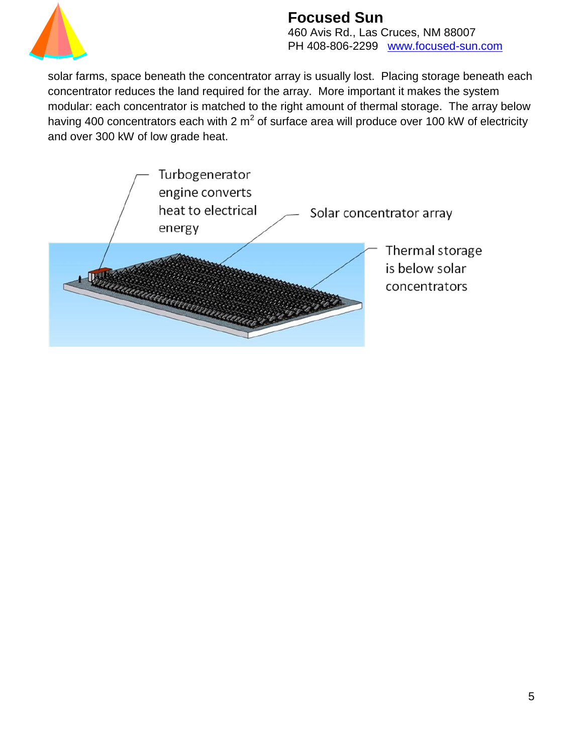solar farms, space beneath the concentrator array is usually lost. Placing storage beneath each concentrator reduces the land required for the array. More important it makes the system modular: each concentrator is matched to the right amount of thermal storage. The array below having 400 concentrators each with 2 $m^2$ of surface area will produce over 100 kW of electricity and over 300 kW of low grade heat.

Turbogenerator engine converts heat to electrical energy

Solar concentrator array

Thermal storage is below solar concentrators